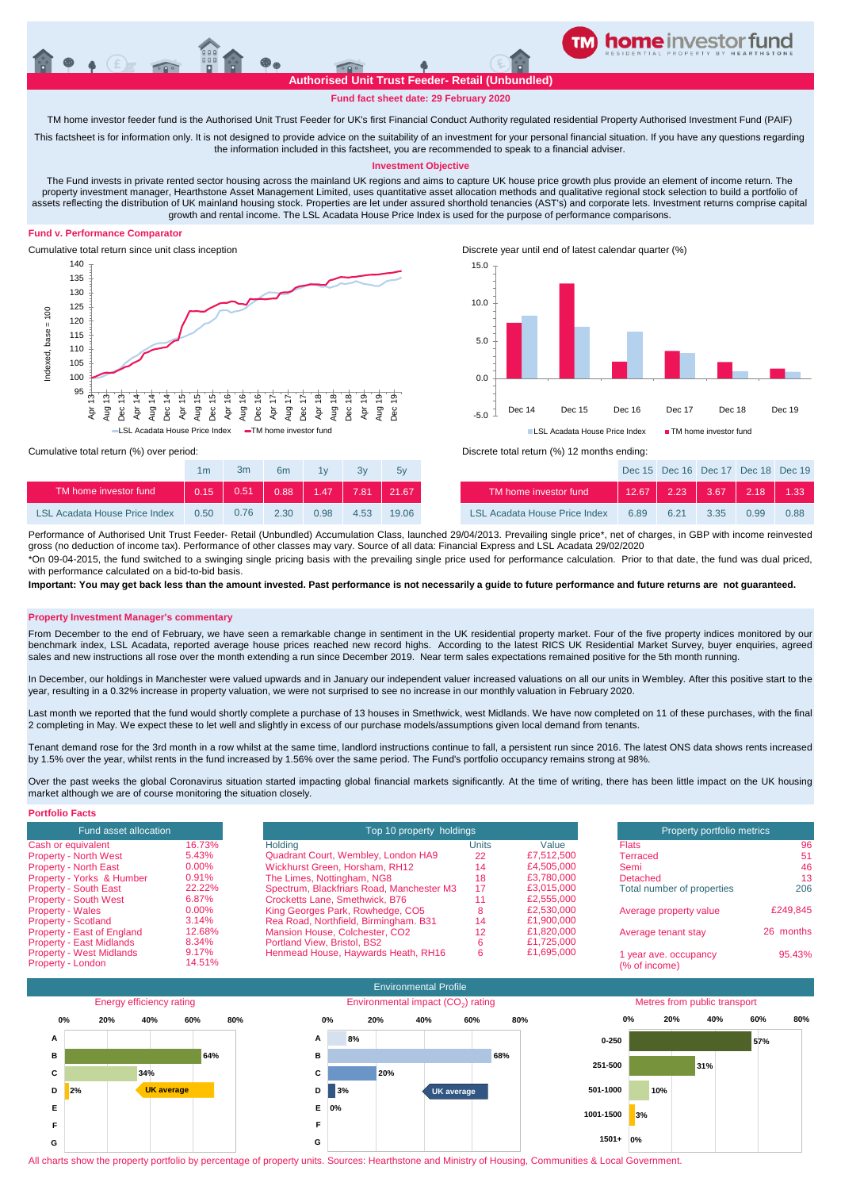# home investor fund

RESIDENTIAL PROPERTY BY HEARTHSTONE

## Authorised Unit Trust Feeder- Retail (Unbundled)

**Fund fact sheet date: 29 February 2020**

TM home investor feeder fund is the Authorised Unit Trust Feeder for UK's first Financial Conduct Authority regulated residential Property Authorised Investment Fund (PAIF)

This factsheet is for information only. It is not designed to provide advice on the suitability of an investment for your personal financial situation. If you have any questions regarding the information included in this factsheet, you are recommended to speak to a financial adviser.

### Investment Objective

The Fund invests in private rented sector housing across the mainland UK regions and aims to capture UK house price growth plus provide an element of income return. The property investment manager, Hearthstone Asset Management Limited, uses quantitative asset allocation methods and qualitative regional stock selection to build a portfolio of assets reflecting the distribution of UK mainland housing stock. Properties are let under assured shorthold tenancies (AST's) and corporate lets. Investment returns comprise capital growth and rental income. The LSL Acadata House Price Index is used for the purpose of performance comparisons.

### Fund v. Performance Comparator

Cumulative total return since unit class inception

Discrete year until end of latest calendar quarter (%)

Cumulative total return (%) over period:

| | 1m | 3m | 6m | 1y | 3y | 5y |
|---|---|---|---|---|---|---|
| TM home investor fund | 0.15 | 0.51 | 0.88 | 1.47 | 7.81 | 21.67 |
| LSL Acadata House Price Index | 0.50 | 0.76 | 2.30 | 0.98 | 4.53 | 19.06 |

Discrete total return (%) 12 months ending:

| | Dec 15 | Dec 16 | Dec 17 | Dec 18 | Dec 19 |
|---|---|---|---|---|---|
| TM home investor fund | 12.67 | 2.23 | 3.67 | 2.18 | 1.33 |
| LSL Acadata House Price Index | 6.89 | 6.21 | 3.35 | 0.99 | 0.88 |

Performance of Authorised Unit Trust Feeder- Retail (Unbundled) Accumulation Class, launched 29/04/2013. Prevailing single price*, net of charges, in GBP with income reinvested gross (no deduction of income tax). Performance of other classes may vary. Source of all data: Financial Express and LSL Acadata 29/02/2020

*On 09-04-2015, the fund switched to a swinging single pricing basis with the prevailing single price used for performance calculation. Prior to that date, the fund was dual priced, with performance calculated on a bid-to-bid basis.

**Important: You may get back less than the amount invested. Past performance is not necessarily a guide to future performance and future returns are not guaranteed.**

### Property Investment Manager's commentary

From December to the end of February, we have seen a remarkable change in sentiment in the UK residential property market. Four of the five property indices monitored by our benchmark index, LSL Acadata, reported average house prices reached new record highs. According to the latest RICS UK Residential Market Survey, buyer enquiries, agreed sales and new instructions all rose over the month extending a run since December 2019. Near term sales expectations remained positive for the 5th month running.

In December, our holdings in Manchester were valued upwards and in January our independent valuer increased valuations on all our units in Wembley. After this positive start to the year, resulting in a 0.32% increase in property valuation, we were not surprised to see no increase in our monthly valuation in February 2020.

Last month we reported that the fund would shortly complete a purchase of 13 houses in Smethwick, west Midlands. We have now completed on 11 of these purchases, with the final 2 completing in May. We expect these to let well and slightly in excess of our purchase models/assumptions given local demand from tenants.

Tenant demand rose for the 3rd month in a row whilst at the same time, landlord instructions continue to fall, a persistent run since 2016. The latest ONS data shows rents increased by 1.5% over the year, whilst rents in the fund increased by 1.56% over the same period. The Fund's portfolio occupancy remains strong at 98%.

Over the past weeks the global Coronavirus situation started impacting global financial markets significantly. At the time of writing, there has been little impact on the UK housing market although we are of course monitoring the situation closely.

### Portfolio Facts

| Fund asset allocation | |
|---|---|
| Cash or equivalent | 16.73% |
| Property - North West | 5.43% |
| Property - North East | 0.00% |
| Property - Yorks & Humber | 0.91% |
| Property - South East | 22.22% |
| Property - South West | 6.87% |
| Property - Wales | 0.00% |
| Property - Scotland | 3.14% |
| Property - East of England | 12.68% |
| Property - East Midlands | 8.34% |
| Property - West Midlands | 9.17% |
| Property - London | 14.51% |

| Holding | Units | Value |
|---|---|---|
| Quadrant Court, Wembley, London HA9 | 22 | £7,512,500 |
| Wickhurst Green, Horsham, RH12 | 14 | £4,505,000 |
| The Limes, Nottingham, NG8 | 18 | £3,780,000 |
| Spectrum, Blackfriars Road, Manchester M3 | 17 | £3,015,000 |
| Crocketts Lane, Smethwick, B76 | 11 | £2,555,000 |
| King Georges Park, Rowhedge, CO5 | 8 | £2,530,000 |
| Rea Road, Northfield, Birmingham. B31 | 14 | £1,900,000 |
| Mansion House, Colchester, CO2 | 12 | £1,820,000 |
| Portland View, Bristol, BS2 | 6 | £1,725,000 |
| Henmead House, Haywards Heath, RH16 | 6 | £1,695,000 |

| Property portfolio metrics | |
|---|---|
| Flats | 96 |
| Terraced | 51 |
| Semi | 46 |
| Detached | 13 |
| Total number of properties | 206 |
| Average property value | £249,845 |
| Average tenant stay | 26 months |
| 1 year ave. occupancy (% of income) | 95.43% |

### Environmental Profile

Energy efficiency rating

| Rating | % |
|---|---|
| A | |
| B | 64% |
| C | 34% |
| D | 2% (UK average) |
| E | |
| F | |
| G | |

Environmental impact ($CO_2$) rating

| Rating | % |
|---|---|
| A | 8% |
| B | 68% |
| C | 20% |
| D | 3% (UK average) |
| E | 0% |
| F | |
| G | |

Metres from public transport

| Metres | % |
|---|---|
| 0-250 | 57% |
| 251-500 | 31% |
| 501-1000 | 10% |
| 1001-1500 | 3% |
| 1501+ | 0% |

All charts show the property portfolio by percentage of property units. Sources: Hearthstone and Ministry of Housing, Communities & Local Government.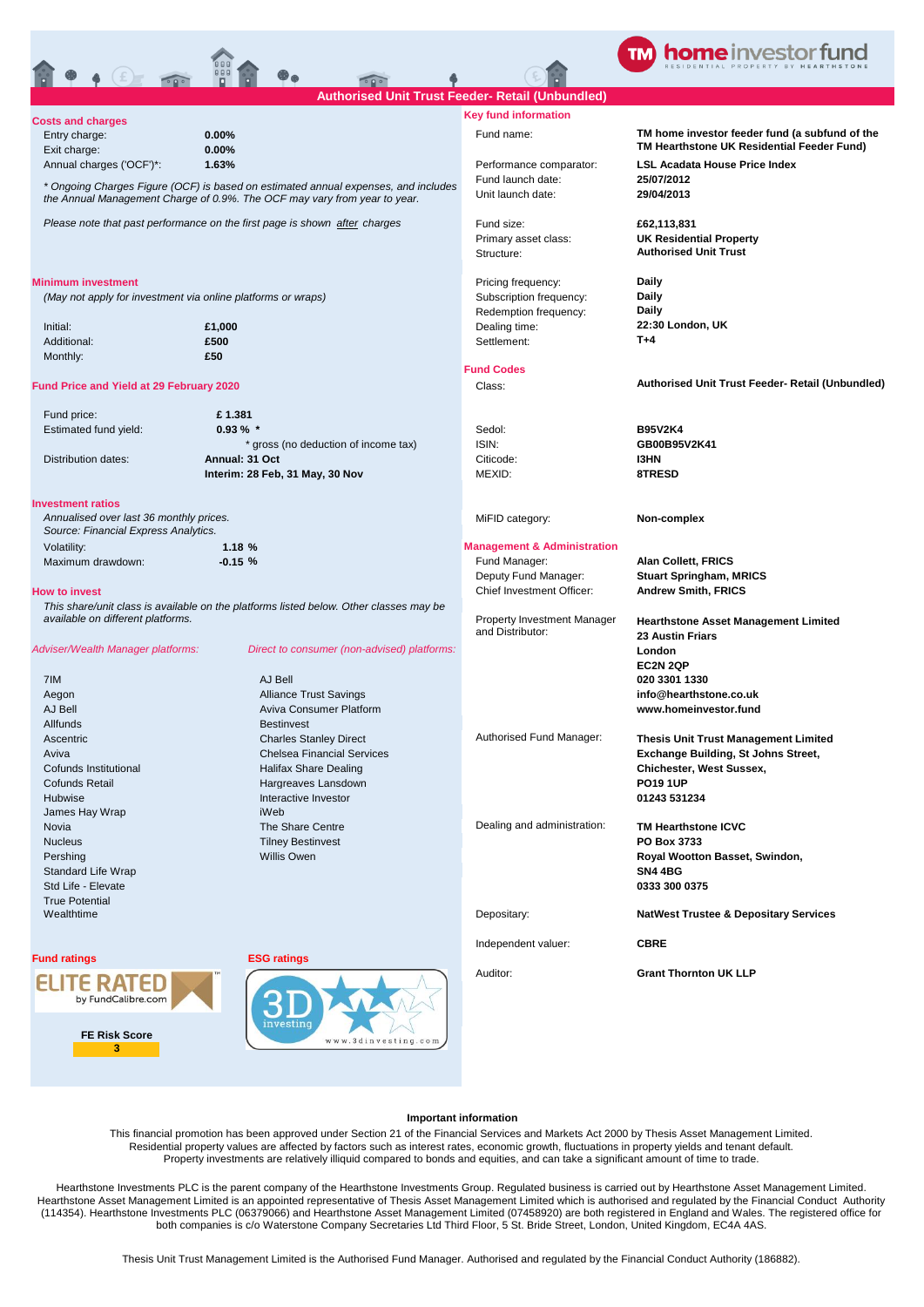homeinvestorfund
RESIDENTIAL PROPERTY BY HEARTHSTONE

## Authorised Unit Trust Feeder- Retail (Unbundled)

### Costs and charges

| | |
|---|---|
| Entry charge: | 0.00% |
| Exit charge: | 0.00% |
| Annual charges ('OCF')*: | 1.63% |

*\* Ongoing Charges Figure (OCF) is based on estimated annual expenses, and includes the Annual Management Charge of 0.9%. The OCF may vary from year to year.*

*Please note that past performance on the first page is shown after charges*

### Minimum investment

*(May not apply for investment via online platforms or wraps)*

| | |
|---|---|
| Initial: | £1,000 |
| Additional: | £500 |
| Monthly: | £50 |

### Fund Price and Yield at 29 February 2020

| | |
|---|---|
| Fund price: | £ 1.381 |
| Estimated fund yield: | 0.93 % * |
| | * gross (no deduction of income tax) |
| Distribution dates: | Annual: 31 Oct |
| | Interim: 28 Feb, 31 May, 30 Nov |

### Investment ratios

*Annualised over last 36 monthly prices.*
*Source: Financial Express Analytics.*

| | |
|---|---|
| Volatility: | 1.18 % |
| Maximum drawdown: | -0.15 % |

### How to invest

*This share/unit class is available on the platforms listed below. Other classes may be available on different platforms.*

| *Adviser/Wealth Manager platforms:* | *Direct to consumer (non-advised) platforms:* |
|---|---|
| 7IM | AJ Bell |
| Aegon | Alliance Trust Savings |
| AJ Bell | Aviva Consumer Platform |
| Allfunds | Bestinvest |
| Ascentric | Charles Stanley Direct |
| Aviva | Chelsea Financial Services |
| Cofunds Institutional | Halifax Share Dealing |
| Cofunds Retail | Hargreaves Lansdown |
| Hubwise | Interactive Investor |
| James Hay Wrap | iWeb |
| Novia | The Share Centre |
| Nucleus | Tilney Bestinvest |
| Pershing | Willis Owen |
| Standard Life Wrap | |
| Std Life - Elevate | |
| True Potential | |
| Wealthtime | |

### Fund ratings

ELITE RATED by FundCalibre.com

FE Risk Score
3

### ESG ratings

3D investing
www.3dinvesting.com

### Key fund information

| | |
|---|---|
| Fund name: | TM home investor feeder fund (a subfund of the TM Hearthstone UK Residential Feeder Fund) |
| Performance comparator: | LSL Acadata House Price Index |
| Fund launch date: | 25/07/2012 |
| Unit launch date: | 29/04/2013 |
| Fund size: | £62,113,831 |
| Primary asset class: | UK Residential Property |
| Structure: | Authorised Unit Trust |
| Pricing frequency: | Daily |
| Subscription frequency: | Daily |
| Redemption frequency: | Daily |
| Dealing time: | 22:30 London, UK |
| Settlement: | T+4 |

### Fund Codes

| | |
|---|---|
| Class: | Authorised Unit Trust Feeder- Retail (Unbundled) |
| Sedol: | B95V2K4 |
| ISIN: | GB00B95V2K41 |
| Citicode: | I3HN |
| MEXID: | 8TRESD |
| MiFID category: | Non-complex |

### Management & Administration

| | |
|---|---|
| Fund Manager: | Alan Collett, FRICS |
| Deputy Fund Manager: | Stuart Springham, MRICS |
| Chief Investment Officer: | Andrew Smith, FRICS |
| Property Investment Manager and Distributor: | Hearthstone Asset Management Limited<br>23 Austin Friars<br>London<br>EC2N 2QP<br>020 3301 1330<br>info@hearthstone.co.uk<br>www.homeinvestor.fund |
| Authorised Fund Manager: | Thesis Unit Trust Management Limited<br>Exchange Building, St Johns Street,<br>Chichester, West Sussex,<br>PO19 1UP<br>01243 531234 |
| Dealing and administration: | TM Hearthstone ICVC<br>PO Box 3733<br>Royal Wootton Basset, Swindon,<br>SN4 4BG<br>0333 300 0375 |
| Depositary: | NatWest Trustee & Depositary Services |
| Independent valuer: | CBRE |
| Auditor: | Grant Thornton UK LLP |

**Important information**

This financial promotion has been approved under Section 21 of the Financial Services and Markets Act 2000 by Thesis Asset Management Limited. Residential property values are affected by factors such as interest rates, economic growth, fluctuations in property yields and tenant default. Property investments are relatively illiquid compared to bonds and equities, and can take a significant amount of time to trade.

Hearthstone Investments PLC is the parent company of the Hearthstone Investments Group. Regulated business is carried out by Hearthstone Asset Management Limited. Hearthstone Asset Management Limited is an appointed representative of Thesis Asset Management Limited which is authorised and regulated by the Financial Conduct Authority (114354). Hearthstone Investments PLC (06379066) and Hearthstone Asset Management Limited (07458920) are both registered in England and Wales. The registered office for both companies is c/o Waterstone Company Secretaries Ltd Third Floor, 5 St. Bride Street, London, United Kingdom, EC4A 4AS.

Thesis Unit Trust Management Limited is the Authorised Fund Manager. Authorised and regulated by the Financial Conduct Authority (186882).